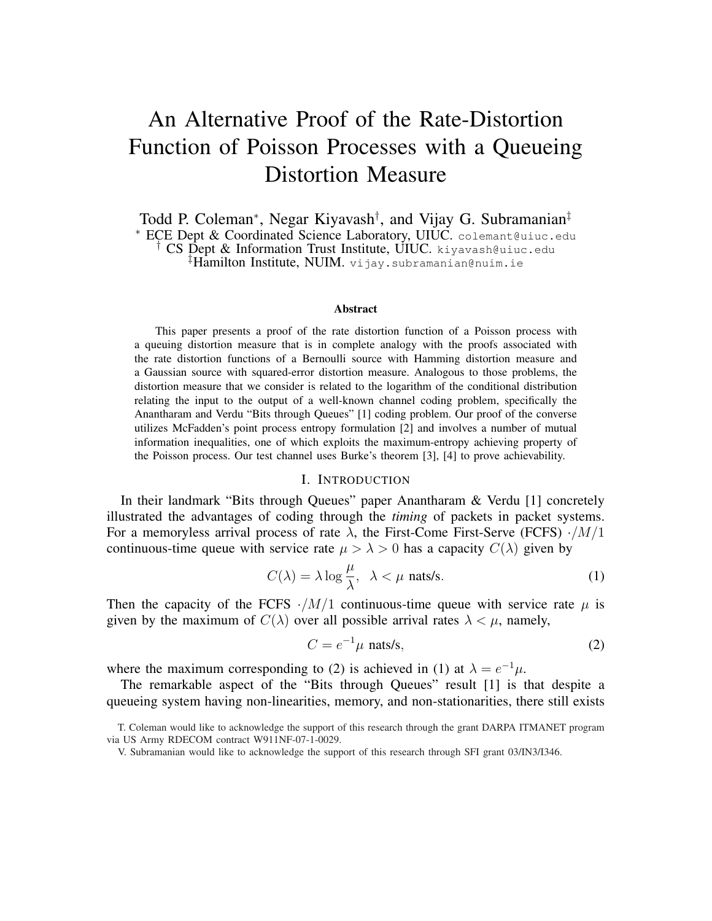# An Alternative Proof of the Rate-Distortion Function of Poisson Processes with a Queueing Distortion Measure

Todd P. Coleman*, Negar Kiyavash†, and Vijay G. Subramanian‡

* ECE Dept & Coordinated Science Laboratory, UIUC. colemant@uiuc.edu
† CS Dept & Information Trust Institute, UIUC. kiyavash@uiuc.edu
‡ Hamilton Institute, NUIM. vijay.subramanian@nuim.ie

### Abstract

This paper presents a proof of the rate distortion function of a Poisson process with a queuing distortion measure that is in complete analogy with the proofs associated with the rate distortion functions of a Bernoulli source with Hamming distortion measure and a Gaussian source with squared-error distortion measure. Analogous to those problems, the distortion measure that we consider is related to the logarithm of the conditional distribution relating the input to the output of a well-known channel coding problem, specifically the Anantharam and Verdu "Bits through Queues" [1] coding problem. Our proof of the converse utilizes McFadden's point process entropy formulation [2] and involves a number of mutual information inequalities, one of which exploits the maximum-entropy achieving property of the Poisson process. Our test channel uses Burke's theorem [3], [4] to prove achievability.

## I. Introduction

In their landmark "Bits through Queues" paper Anantharam & Verdu [1] concretely illustrated the advantages of coding through the *timing* of packets in packet systems. For a memoryless arrival process of rate $\lambda$, the First-Come First-Serve (FCFS) $\cdot/M/1$ continuous-time queue with service rate $\mu > \lambda > 0$ has a capacity $C(\lambda)$ given by

$$C(\lambda) = \lambda \log \frac{\mu}{\lambda}, \quad \lambda < \mu \text{ nats/s.} \tag{1}$$

Then the capacity of the FCFS $\cdot/M/1$ continuous-time queue with service rate $\mu$ is given by the maximum of $C(\lambda)$ over all possible arrival rates $\lambda < \mu$, namely,

$$C = e^{-1}\mu \text{ nats/s,} \tag{2}$$

where the maximum corresponding to (2) is achieved in (1) at $\lambda = e^{-1}\mu$.

The remarkable aspect of the "Bits through Queues" result [1] is that despite a queueing system having non-linearities, memory, and non-stationarities, there still exists

T. Coleman would like to acknowledge the support of this research through the grant DARPA ITMANET program via US Army RDECOM contract W911NF-07-1-0029.

V. Subramanian would like to acknowledge the support of this research through SFI grant 03/IN3/I346.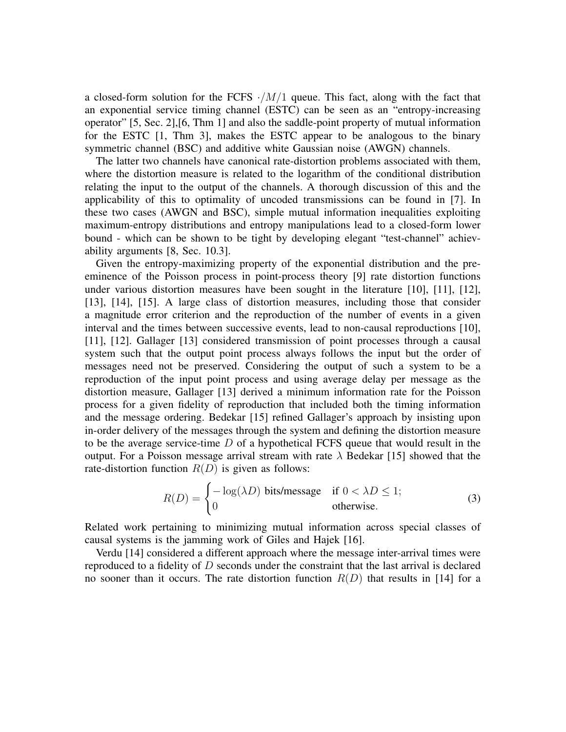a closed-form solution for the FCFS $\cdot/M/1$ queue. This fact, along with the fact that an exponential service timing channel (ESTC) can be seen as an "entropy-increasing operator" [5, Sec. 2],[6, Thm 1] and also the saddle-point property of mutual information for the ESTC [1, Thm 3], makes the ESTC appear to be analogous to the binary symmetric channel (BSC) and additive white Gaussian noise (AWGN) channels.

The latter two channels have canonical rate-distortion problems associated with them, where the distortion measure is related to the logarithm of the conditional distribution relating the input to the output of the channels. A thorough discussion of this and the applicability of this to optimality of uncoded transmissions can be found in [7]. In these two cases (AWGN and BSC), simple mutual information inequalities exploiting maximum-entropy distributions and entropy manipulations lead to a closed-form lower bound - which can be shown to be tight by developing elegant "test-channel" achievability arguments [8, Sec. 10.3].

Given the entropy-maximizing property of the exponential distribution and the preeminence of the Poisson process in point-process theory [9] rate distortion functions under various distortion measures have been sought in the literature [10], [11], [12], [13], [14], [15]. A large class of distortion measures, including those that consider a magnitude error criterion and the reproduction of the number of events in a given interval and the times between successive events, lead to non-causal reproductions [10], [11], [12]. Gallager [13] considered transmission of point processes through a causal system such that the output point process always follows the input but the order of messages need not be preserved. Considering the output of such a system to be a reproduction of the input point process and using average delay per message as the distortion measure, Gallager [13] derived a minimum information rate for the Poisson process for a given fidelity of reproduction that included both the timing information and the message ordering. Bedekar [15] refined Gallager's approach by insisting upon in-order delivery of the messages through the system and defining the distortion measure to be the average service-time $D$ of a hypothetical FCFS queue that would result in the output. For a Poisson message arrival stream with rate $\lambda$ Bedekar [15] showed that the rate-distortion function $R(D)$ is given as follows:

$$R(D) = \begin{cases} -\log(\lambda D) \text{ bits/message} & \text{if } 0 < \lambda D \leq 1; \\ 0 & \text{otherwise.} \end{cases} \tag{3}$$

Related work pertaining to minimizing mutual information across special classes of causal systems is the jamming work of Giles and Hajek [16].

Verdu [14] considered a different approach where the message inter-arrival times were reproduced to a fidelity of $D$ seconds under the constraint that the last arrival is declared no sooner than it occurs. The rate distortion function $R(D)$ that results in [14] for a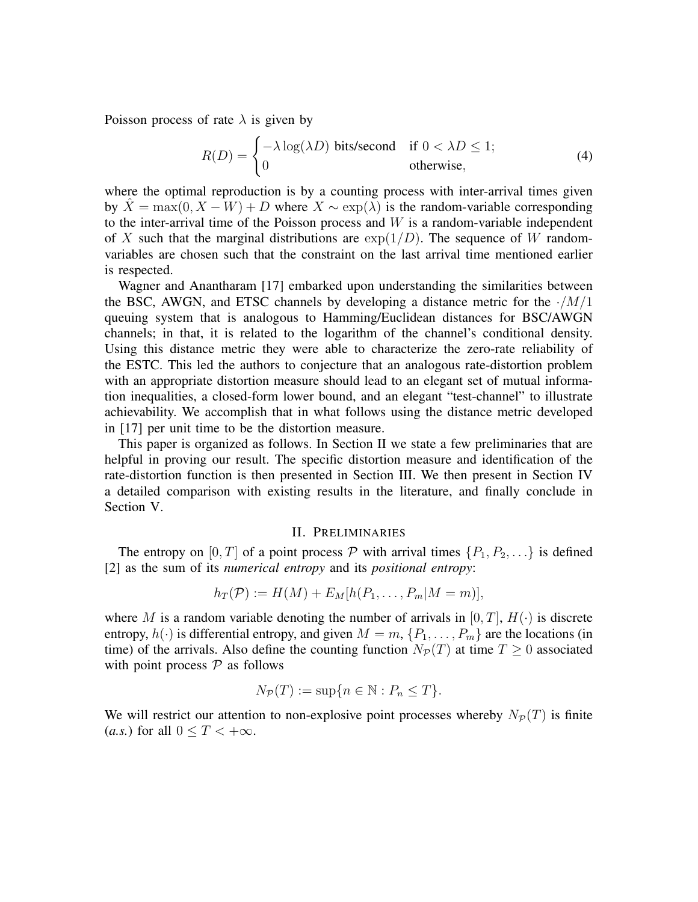Poisson process of rate $\lambda$ is given by

$$R(D) = \begin{cases} -\lambda \log(\lambda D) \text{ bits/second} & \text{if } 0 < \lambda D \leq 1; \\ 0 & \text{otherwise,} \end{cases} \tag{4}$$

where the optimal reproduction is by a counting process with inter-arrival times given by $\hat{X} = \max(0, X - W) + D$ where $X \sim \exp(\lambda)$ is the random-variable corresponding to the inter-arrival time of the Poisson process and $W$ is a random-variable independent of $X$ such that the marginal distributions are $\exp(1/D)$. The sequence of $W$ random-variables are chosen such that the constraint on the last arrival time mentioned earlier is respected.

Wagner and Anantharam [17] embarked upon understanding the similarities between the BSC, AWGN, and ETSC channels by developing a distance metric for the $\cdot/M/1$ queuing system that is analogous to Hamming/Euclidean distances for BSC/AWGN channels; in that, it is related to the logarithm of the channel's conditional density. Using this distance metric they were able to characterize the zero-rate reliability of the ESTC. This led the authors to conjecture that an analogous rate-distortion problem with an appropriate distortion measure should lead to an elegant set of mutual information inequalities, a closed-form lower bound, and an elegant "test-channel" to illustrate achievability. We accomplish that in what follows using the distance metric developed in [17] per unit time to be the distortion measure.

This paper is organized as follows. In Section II we state a few preliminaries that are helpful in proving our result. The specific distortion measure and identification of the rate-distortion function is then presented in Section III. We then present in Section IV a detailed comparison with existing results in the literature, and finally conclude in Section V.

## II. Preliminaries

The entropy on $[0, T]$ of a point process $\mathcal{P}$ with arrival times $\{P_1, P_2, \ldots\}$ is defined [2] as the sum of its *numerical entropy* and its *positional entropy*:

$$h_T(\mathcal{P}) := H(M) + E_M[h(P_1, \ldots, P_m | M = m)],$$

where $M$ is a random variable denoting the number of arrivals in $[0, T]$, $H(\cdot)$ is discrete entropy, $h(\cdot)$ is differential entropy, and given $M = m$, $\{P_1, \ldots, P_m\}$ are the locations (in time) of the arrivals. Also define the counting function $N_{\mathcal{P}}(T)$ at time $T \geq 0$ associated with point process $\mathcal{P}$ as follows

$$N_{\mathcal{P}}(T) := \sup\{n \in \mathbb{N} : P_n \leq T\}.$$

We will restrict our attention to non-explosive point processes whereby $N_{\mathcal{P}}(T)$ is finite (*a.s.*) for all $0 \leq T < +\infty$.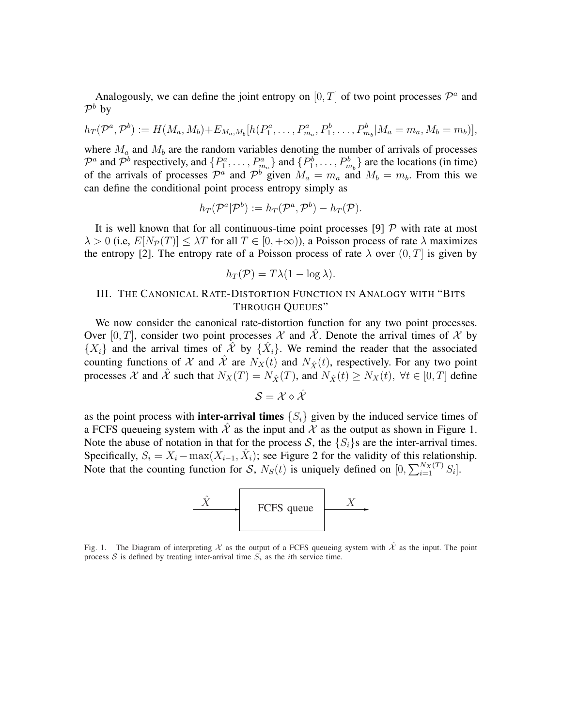Analogously, we can define the joint entropy on $[0, T]$ of two point processes $\mathcal{P}^a$ and $\mathcal{P}^b$ by

$$h_T(\mathcal{P}^a, \mathcal{P}^b) := H(M_a, M_b) + E_{M_a, M_b}[h(P_1^a, \ldots, P_{m_a}^a, P_1^b, \ldots, P_{m_b}^b | M_a = m_a, M_b = m_b)],$$

where $M_a$ and $M_b$ are the random variables denoting the number of arrivals of processes $\mathcal{P}^a$ and $\mathcal{P}^b$ respectively, and $\{P_1^a, \ldots, P_{m_a}^a\}$ and $\{P_1^b, \ldots, P_{m_b}^b\}$ are the locations (in time) of the arrivals of processes $\mathcal{P}^a$ and $\mathcal{P}^b$ given $M_a = m_a$ and $M_b = m_b$. From this we can define the conditional point process entropy simply as

$$h_T(\mathcal{P}^a | \mathcal{P}^b) := h_T(\mathcal{P}^a, \mathcal{P}^b) - h_T(\mathcal{P}).$$

It is well known that for all continuous-time point processes [9] $\mathcal{P}$ with rate at most $\lambda > 0$ (i.e, $E[N_{\mathcal{P}}(T)] \leq \lambda T$ for all $T \in [0, +\infty)$), a Poisson process of rate $\lambda$ maximizes the entropy [2]. The entropy rate of a Poisson process of rate $\lambda$ over $(0, T]$ is given by

$$h_T(\mathcal{P}) = T\lambda(1 - \log \lambda).$$

## III. The Canonical Rate-Distortion Function in Analogy with "Bits Through Queues"

We now consider the canonical rate-distortion function for any two point processes. Over $[0, T]$, consider two point processes $\mathcal{X}$ and $\hat{\mathcal{X}}$. Denote the arrival times of $\mathcal{X}$ by $\{X_i\}$ and the arrival times of $\hat{\mathcal{X}}$ by $\{\hat{X}_i\}$. We remind the reader that the associated counting functions of $\mathcal{X}$ and $\hat{\mathcal{X}}$ are $N_X(t)$ and $N_{\hat{X}}(t)$, respectively. For any two point processes $\mathcal{X}$ and $\hat{\mathcal{X}}$ such that $N_X(T) = N_{\hat{X}}(T)$, and $N_{\hat{X}}(t) \geq N_X(t), \ \forall t \in [0, T]$ define

$$\mathcal{S} = \mathcal{X} \diamond \hat{\mathcal{X}}$$

as the point process with **inter-arrival times** $\{S_i\}$ given by the induced service times of a FCFS queueing system with $\hat{\mathcal{X}}$ as the input and $\mathcal{X}$ as the output as shown in Figure 1. Note the abuse of notation in that for the process $\mathcal{S}$, the $\{S_i\}$s are the inter-arrival times. Specifically, $S_i = X_i - \max(X_{i-1}, \hat{X}_i)$; see Figure 2 for the validity of this relationship. Note that the counting function for $\mathcal{S}$, $N_S(t)$ is uniquely defined on $[0, \sum_{i=1}^{N_X(T)} S_i]$.

Fig. 1. The Diagram of interpreting $\mathcal{X}$ as the output of a FCFS queueing system with $\hat{\mathcal{X}}$ as the input. The point process $\mathcal{S}$ is defined by treating inter-arrival time $S_i$ as the $i$th service time.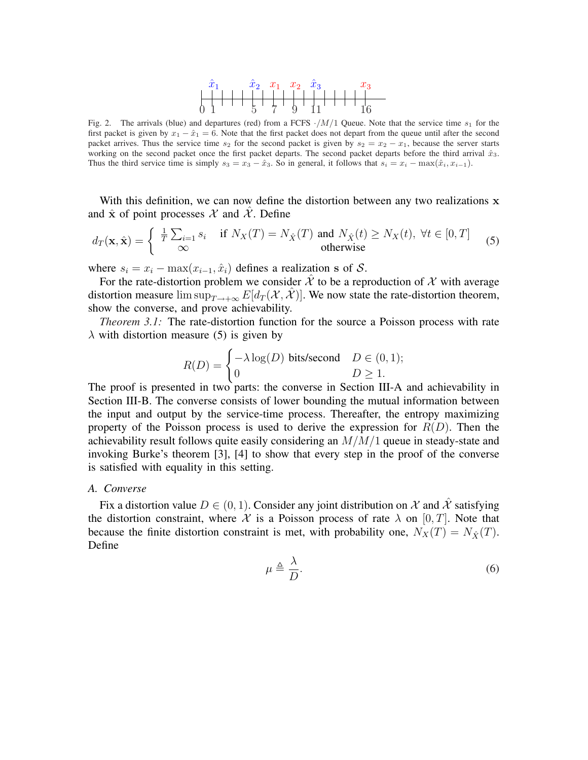Fig. 2. The arrivals (blue) and departures (red) from a FCFS $\cdot/M/1$ Queue. Note that the service time $s_1$ for the first packet is given by $x_1 - \hat{x}_1 = 6$. Note that the first packet does not depart from the queue until after the second packet arrives. Thus the service time $s_2$ for the second packet is given by $s_2 = x_2 - x_1$, because the server starts working on the second packet once the first packet departs. The second packet departs before the third arrival $\hat{x}_3$. Thus the third service time is simply $s_3 = x_3 - \hat{x}_3$. So in general, it follows that $s_i = x_i - \max(\hat{x}_i, x_{i-1})$.

With this definition, we can now define the distortion between any two realizations $\mathbf{x}$ and $\hat{\mathbf{x}}$ of point processes $\mathcal{X}$ and $\hat{\mathcal{X}}$. Define

$$d_T(\mathbf{x}, \hat{\mathbf{x}}) = \begin{cases} \frac{1}{T}\sum_{i=1} s_i & \text{if } N_X(T) = N_{\hat{X}}(T) \text{ and } N_{\hat{X}}(t) \geq N_X(t),\ \forall t \in [0,T] \\ \infty & \text{otherwise} \end{cases} \tag{5}$$

where $s_i = x_i - \max(x_{i-1}, \hat{x}_i)$ defines a realization $\mathbf{s}$ of $\mathcal{S}$.

For the rate-distortion problem we consider $\hat{\mathcal{X}}$ to be a reproduction of $\mathcal{X}$ with average distortion measure $\limsup_{T\to+\infty} E[d_T(\mathcal{X}, \hat{\mathcal{X}})]$. We now state the rate-distortion theorem, show the converse, and prove achievability.

*Theorem 3.1:* The rate-distortion function for the source a Poisson process with rate $\lambda$ with distortion measure (5) is given by

$$R(D) = \begin{cases} -\lambda \log(D) \text{ bits/second} & D \in (0,1); \\ 0 & D \geq 1. \end{cases}$$

The proof is presented in two parts: the converse in Section III-A and achievability in Section III-B. The converse consists of lower bounding the mutual information between the input and output by the service-time process. Thereafter, the entropy maximizing property of the Poisson process is used to derive the expression for $R(D)$. Then the achievability result follows quite easily considering an $M/M/1$ queue in steady-state and invoking Burke's theorem [3], [4] to show that every step in the proof of the converse is satisfied with equality in this setting.

### A. Converse

Fix a distortion value $D \in (0,1)$. Consider any joint distribution on $\mathcal{X}$ and $\hat{\mathcal{X}}$ satisfying the distortion constraint, where $\mathcal{X}$ is a Poisson process of rate $\lambda$ on $[0,T]$. Note that because the finite distortion constraint is met, with probability one, $N_X(T) = N_{\hat{X}}(T)$. Define

$$\mu \triangleq \frac{\lambda}{D}. \tag{6}$$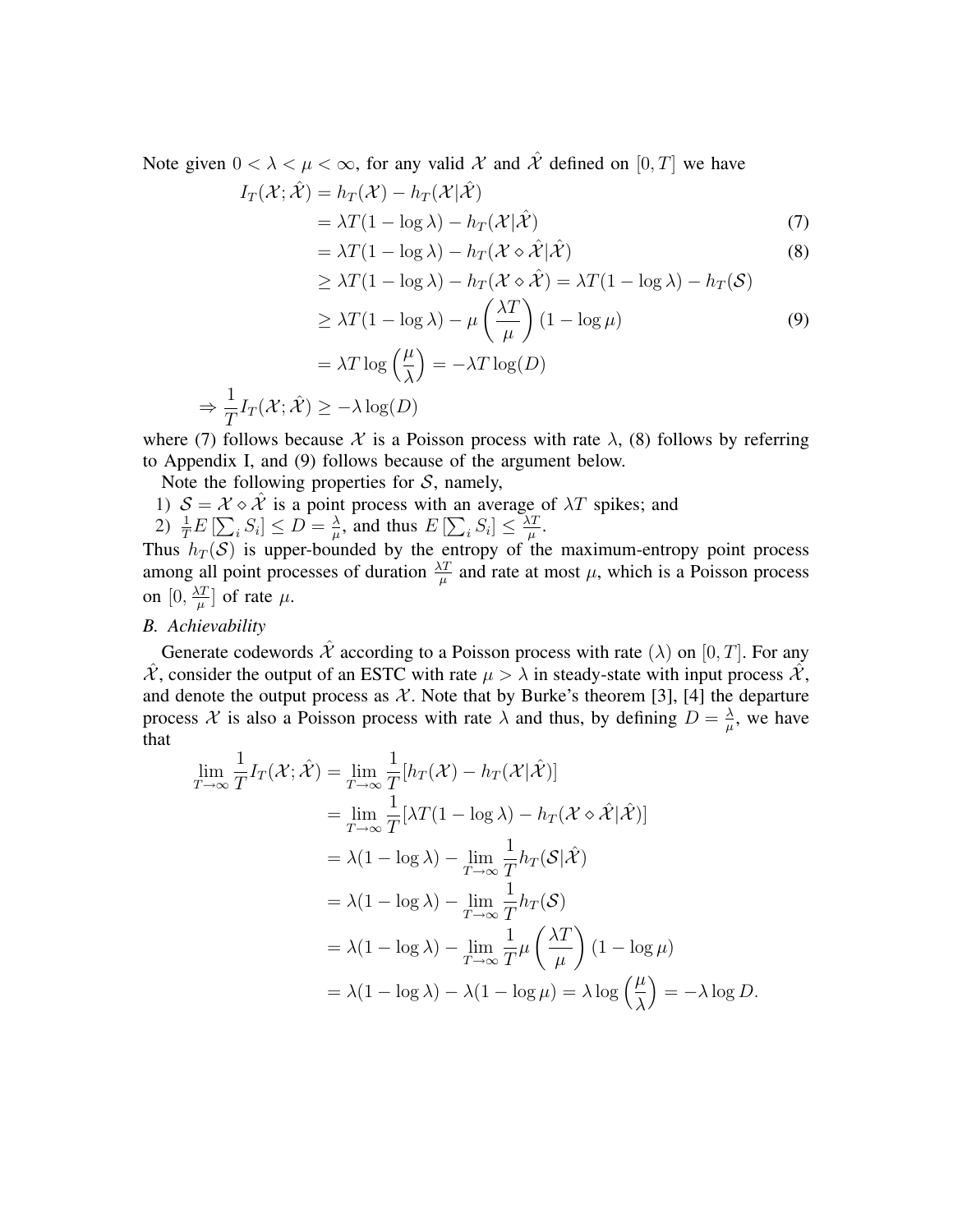Note given $0 < \lambda < \mu < \infty$, for any valid $\mathcal{X}$ and $\hat{\mathcal{X}}$ defined on $[0, T]$ we have

$$
\begin{aligned}
I_T(\mathcal{X}; \hat{\mathcal{X}}) &= h_T(\mathcal{X}) - h_T(\mathcal{X}|\hat{\mathcal{X}}) \\
&= \lambda T(1 - \log \lambda) - h_T(\mathcal{X}|\hat{\mathcal{X}}) &(7)\\
&= \lambda T(1 - \log \lambda) - h_T(\mathcal{X} \diamond \hat{\mathcal{X}}|\hat{\mathcal{X}}) &(8)\\
&\geq \lambda T(1 - \log \lambda) - h_T(\mathcal{X} \diamond \hat{\mathcal{X}}) = \lambda T(1 - \log \lambda) - h_T(\mathcal{S}) \\
&\geq \lambda T(1 - \log \lambda) - \mu \left( \frac{\lambda T}{\mu} \right) (1 - \log \mu) &(9)\\
&= \lambda T \log \left( \frac{\mu}{\lambda} \right) = -\lambda T \log(D) \\
\Rightarrow \frac{1}{T} I_T(\mathcal{X}; \hat{\mathcal{X}}) &\geq -\lambda \log(D)
\end{aligned}
$$

where (7) follows because $\mathcal{X}$ is a Poisson process with rate $\lambda$, (8) follows by referring to Appendix I, and (9) follows because of the argument below.

Note the following properties for $\mathcal{S}$, namely,

1) $\mathcal{S} = \mathcal{X} \diamond \hat{\mathcal{X}}$ is a point process with an average of $\lambda T$ spikes; and
2) $\frac{1}{T} E\left[\sum_i S_i\right] \leq D = \frac{\lambda}{\mu}$, and thus $E\left[\sum_i S_i\right] \leq \frac{\lambda T}{\mu}$.

Thus $h_T(\mathcal{S})$ is upper-bounded by the entropy of the maximum-entropy point process among all point processes of duration $\frac{\lambda T}{\mu}$ and rate at most $\mu$, which is a Poisson process on $[0, \frac{\lambda T}{\mu}]$ of rate $\mu$.

### *B. Achievability*

Generate codewords $\hat{\mathcal{X}}$ according to a Poisson process with rate $(\lambda)$ on $[0, T]$. For any $\hat{\mathcal{X}}$, consider the output of an ESTC with rate $\mu > \lambda$ in steady-state with input process $\hat{\mathcal{X}}$, and denote the output process as $\mathcal{X}$. Note that by Burke's theorem [3], [4] the departure process $\mathcal{X}$ is also a Poisson process with rate $\lambda$ and thus, by defining $D = \frac{\lambda}{\mu}$, we have that

$$
\begin{aligned}
\lim_{T \to \infty} \frac{1}{T} I_T(\mathcal{X}; \hat{\mathcal{X}}) &= \lim_{T \to \infty} \frac{1}{T} [h_T(\mathcal{X}) - h_T(\mathcal{X}|\hat{\mathcal{X}})] \\
&= \lim_{T \to \infty} \frac{1}{T} [\lambda T(1 - \log \lambda) - h_T(\mathcal{X} \diamond \hat{\mathcal{X}}|\hat{\mathcal{X}})] \\
&= \lambda(1 - \log \lambda) - \lim_{T \to \infty} \frac{1}{T} h_T(\mathcal{S}|\hat{\mathcal{X}}) \\
&= \lambda(1 - \log \lambda) - \lim_{T \to \infty} \frac{1}{T} h_T(\mathcal{S}) \\
&= \lambda(1 - \log \lambda) - \lim_{T \to \infty} \frac{1}{T} \mu \left( \frac{\lambda T}{\mu} \right) (1 - \log \mu) \\
&= \lambda(1 - \log \lambda) - \lambda(1 - \log \mu) = \lambda \log \left( \frac{\mu}{\lambda} \right) = -\lambda \log D.
\end{aligned}
$$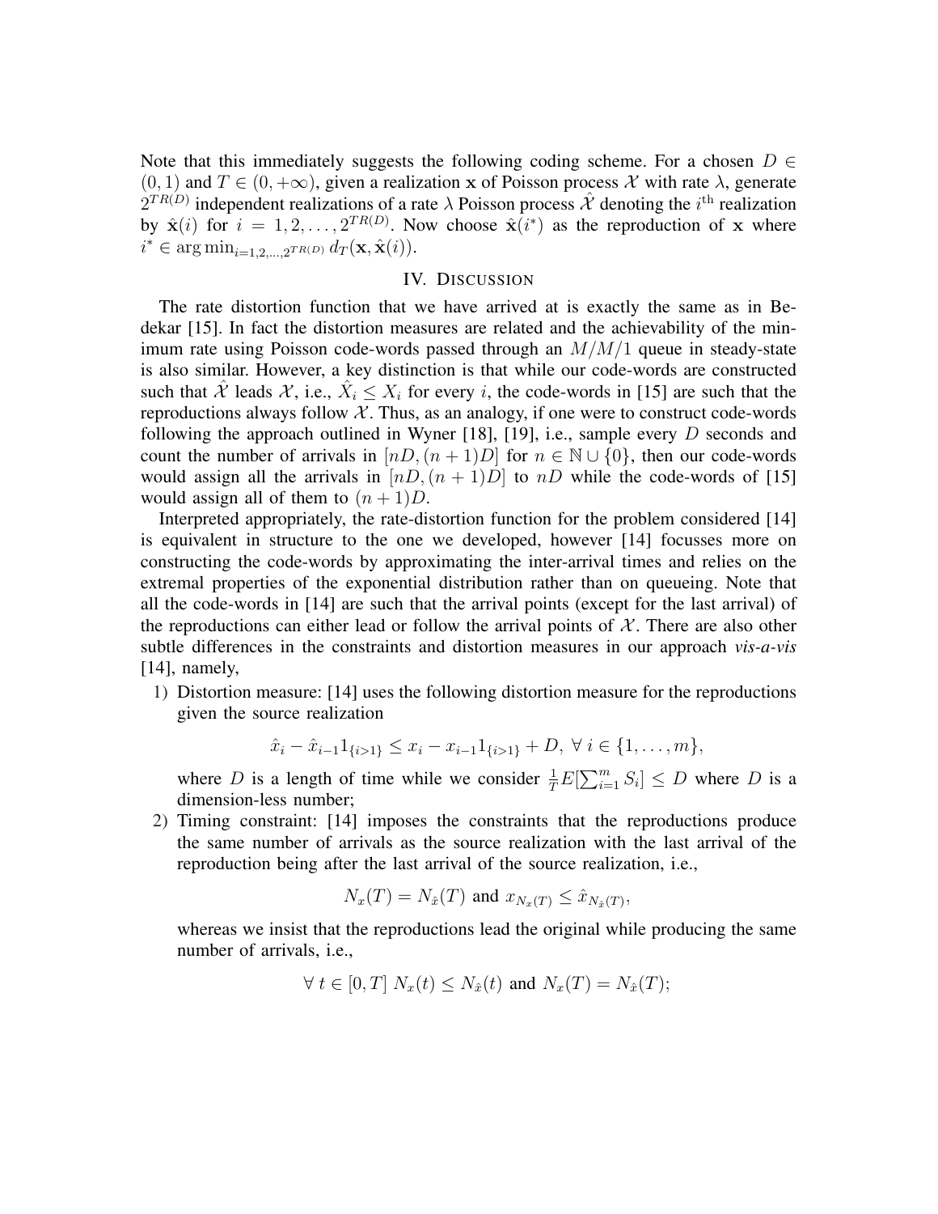Note that this immediately suggests the following coding scheme. For a chosen $D \in (0,1)$ and $T \in (0,+\infty)$, given a realization $\mathbf{x}$ of Poisson process $\mathcal{X}$ with rate $\lambda$, generate $2^{TR(D)}$ independent realizations of a rate $\lambda$ Poisson process $\hat{\mathcal{X}}$ denoting the $i^{\text{th}}$ realization by $\hat{\mathbf{x}}(i)$ for $i = 1, 2, \ldots, 2^{TR(D)}$. Now choose $\hat{\mathbf{x}}(i^*)$ as the reproduction of $\mathbf{x}$ where $i^* \in \arg\min_{i=1,2,\ldots,2^{TR(D)}} d_T(\mathbf{x}, \hat{\mathbf{x}}(i))$.

## IV. Discussion

The rate distortion function that we have arrived at is exactly the same as in Bedekar [15]. In fact the distortion measures are related and the achievability of the minimum rate using Poisson code-words passed through an $M/M/1$ queue in steady-state is also similar. However, a key distinction is that while our code-words are constructed such that $\hat{\mathcal{X}}$ leads $\mathcal{X}$, i.e., $\hat{X}_i \leq X_i$ for every $i$, the code-words in [15] are such that the reproductions always follow $\mathcal{X}$. Thus, as an analogy, if one were to construct code-words following the approach outlined in Wyner [18], [19], i.e., sample every $D$ seconds and count the number of arrivals in $[nD, (n+1)D]$ for $n \in \mathbb{N} \cup \{0\}$, then our code-words would assign all the arrivals in $[nD, (n+1)D]$ to $nD$ while the code-words of [15] would assign all of them to $(n+1)D$.

Interpreted appropriately, the rate-distortion function for the problem considered [14] is equivalent in structure to the one we developed, however [14] focusses more on constructing the code-words by approximating the inter-arrival times and relies on the extremal properties of the exponential distribution rather than on queueing. Note that all the code-words in [14] are such that the arrival points (except for the last arrival) of the reproductions can either lead or follow the arrival points of $\mathcal{X}$. There are also other subtle differences in the constraints and distortion measures in our approach *vis-a-vis* [14], namely,

1) Distortion measure: [14] uses the following distortion measure for the reproductions given the source realization

$$\hat{x}_i - \hat{x}_{i-1}1_{\{i>1\}} \leq x_i - x_{i-1}1_{\{i>1\}} + D, \ \forall\, i \in \{1, \ldots, m\},$$

where $D$ is a length of time while we consider $\frac{1}{T}E[\sum_{i=1}^{m} S_i] \leq D$ where $D$ is a dimension-less number;

2) Timing constraint: [14] imposes the constraints that the reproductions produce the same number of arrivals as the source realization with the last arrival of the reproduction being after the last arrival of the source realization, i.e.,

$$N_x(T) = N_{\hat{x}}(T) \text{ and } x_{N_x(T)} \leq \hat{x}_{N_{\hat{x}}(T)},$$

whereas we insist that the reproductions lead the original while producing the same number of arrivals, i.e.,

$$\forall\, t \in [0,T]\ N_x(t) \leq N_{\hat{x}}(t) \text{ and } N_x(T) = N_{\hat{x}}(T);$$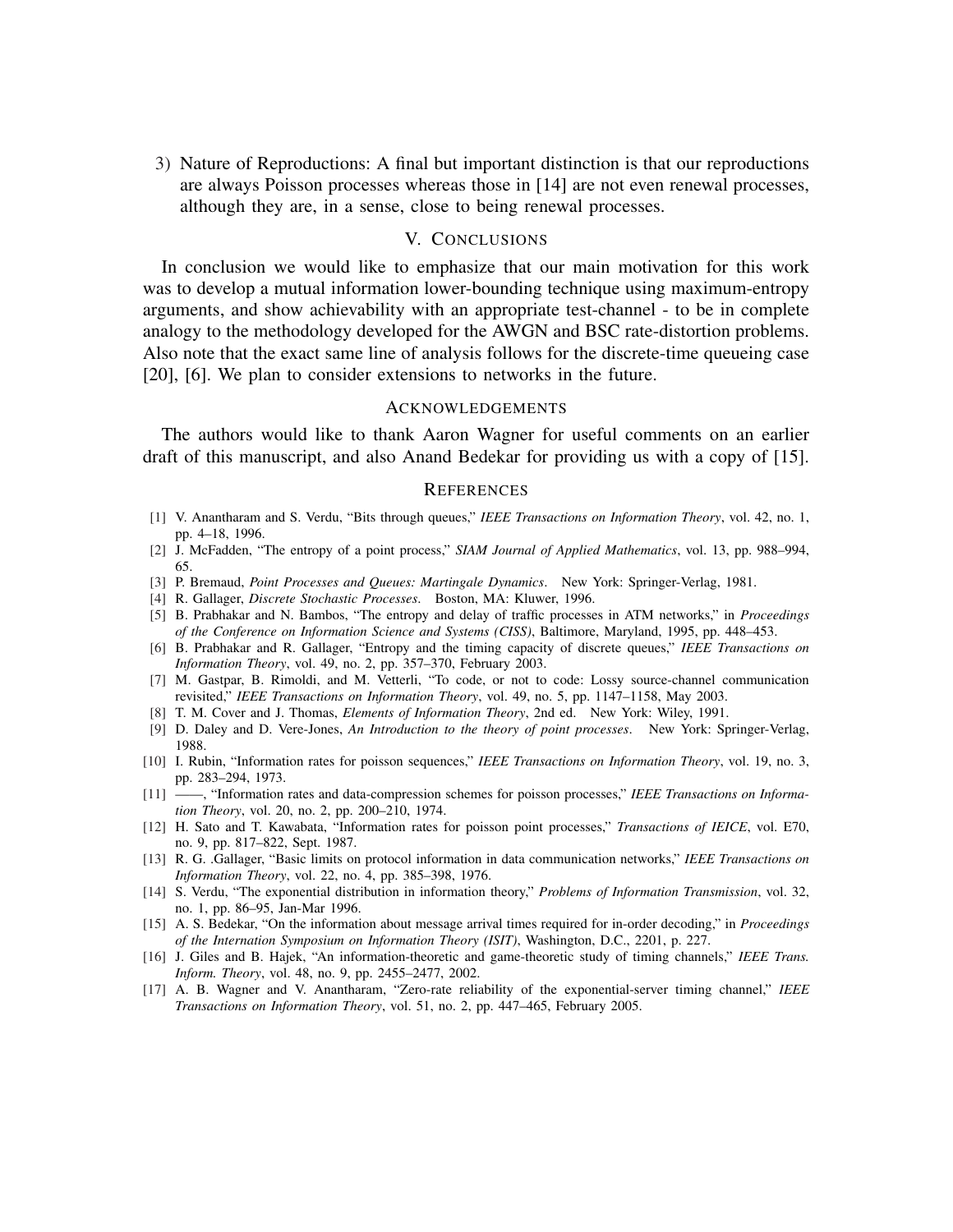3) Nature of Reproductions: A final but important distinction is that our reproductions are always Poisson processes whereas those in [14] are not even renewal processes, although they are, in a sense, close to being renewal processes.

## V. Conclusions

In conclusion we would like to emphasize that our main motivation for this work was to develop a mutual information lower-bounding technique using maximum-entropy arguments, and show achievability with an appropriate test-channel - to be in complete analogy to the methodology developed for the AWGN and BSC rate-distortion problems. Also note that the exact same line of analysis follows for the discrete-time queueing case [20], [6]. We plan to consider extensions to networks in the future.

## Acknowledgements

The authors would like to thank Aaron Wagner for useful comments on an earlier draft of this manuscript, and also Anand Bedekar for providing us with a copy of [15].

## References

[1] V. Anantharam and S. Verdu, "Bits through queues," *IEEE Transactions on Information Theory*, vol. 42, no. 1, pp. 4–18, 1996.

[2] J. McFadden, "The entropy of a point process," *SIAM Journal of Applied Mathematics*, vol. 13, pp. 988–994, 65.

[3] P. Bremaud, *Point Processes and Queues: Martingale Dynamics*. New York: Springer-Verlag, 1981.

[4] R. Gallager, *Discrete Stochastic Processes*. Boston, MA: Kluwer, 1996.

[5] B. Prabhakar and N. Bambos, "The entropy and delay of traffic processes in ATM networks," in *Proceedings of the Conference on Information Science and Systems (CISS)*, Baltimore, Maryland, 1995, pp. 448–453.

[6] B. Prabhakar and R. Gallager, "Entropy and the timing capacity of discrete queues," *IEEE Transactions on Information Theory*, vol. 49, no. 2, pp. 357–370, February 2003.

[7] M. Gastpar, B. Rimoldi, and M. Vetterli, "To code, or not to code: Lossy source-channel communication revisited," *IEEE Transactions on Information Theory*, vol. 49, no. 5, pp. 1147–1158, May 2003.

[8] T. M. Cover and J. Thomas, *Elements of Information Theory*, 2nd ed. New York: Wiley, 1991.

[9] D. Daley and D. Vere-Jones, *An Introduction to the theory of point processes*. New York: Springer-Verlag, 1988.

[10] I. Rubin, "Information rates for poisson sequences," *IEEE Transactions on Information Theory*, vol. 19, no. 3, pp. 283–294, 1973.

[11] ——, "Information rates and data-compression schemes for poisson processes," *IEEE Transactions on Information Theory*, vol. 20, no. 2, pp. 200–210, 1974.

[12] H. Sato and T. Kawabata, "Information rates for poisson point processes," *Transactions of IEICE*, vol. E70, no. 9, pp. 817–822, Sept. 1987.

[13] R. G. .Gallager, "Basic limits on protocol information in data communication networks," *IEEE Transactions on Information Theory*, vol. 22, no. 4, pp. 385–398, 1976.

[14] S. Verdu, "The exponential distribution in information theory," *Problems of Information Transmission*, vol. 32, no. 1, pp. 86–95, Jan-Mar 1996.

[15] A. S. Bedekar, "On the information about message arrival times required for in-order decoding," in *Proceedings of the Internation Symposium on Information Theory (ISIT)*, Washington, D.C., 2201, p. 227.

[16] J. Giles and B. Hajek, "An information-theoretic and game-theoretic study of timing channels," *IEEE Trans. Inform. Theory*, vol. 48, no. 9, pp. 2455–2477, 2002.

[17] A. B. Wagner and V. Anantharam, "Zero-rate reliability of the exponential-server timing channel," *IEEE Transactions on Information Theory*, vol. 51, no. 2, pp. 447–465, February 2005.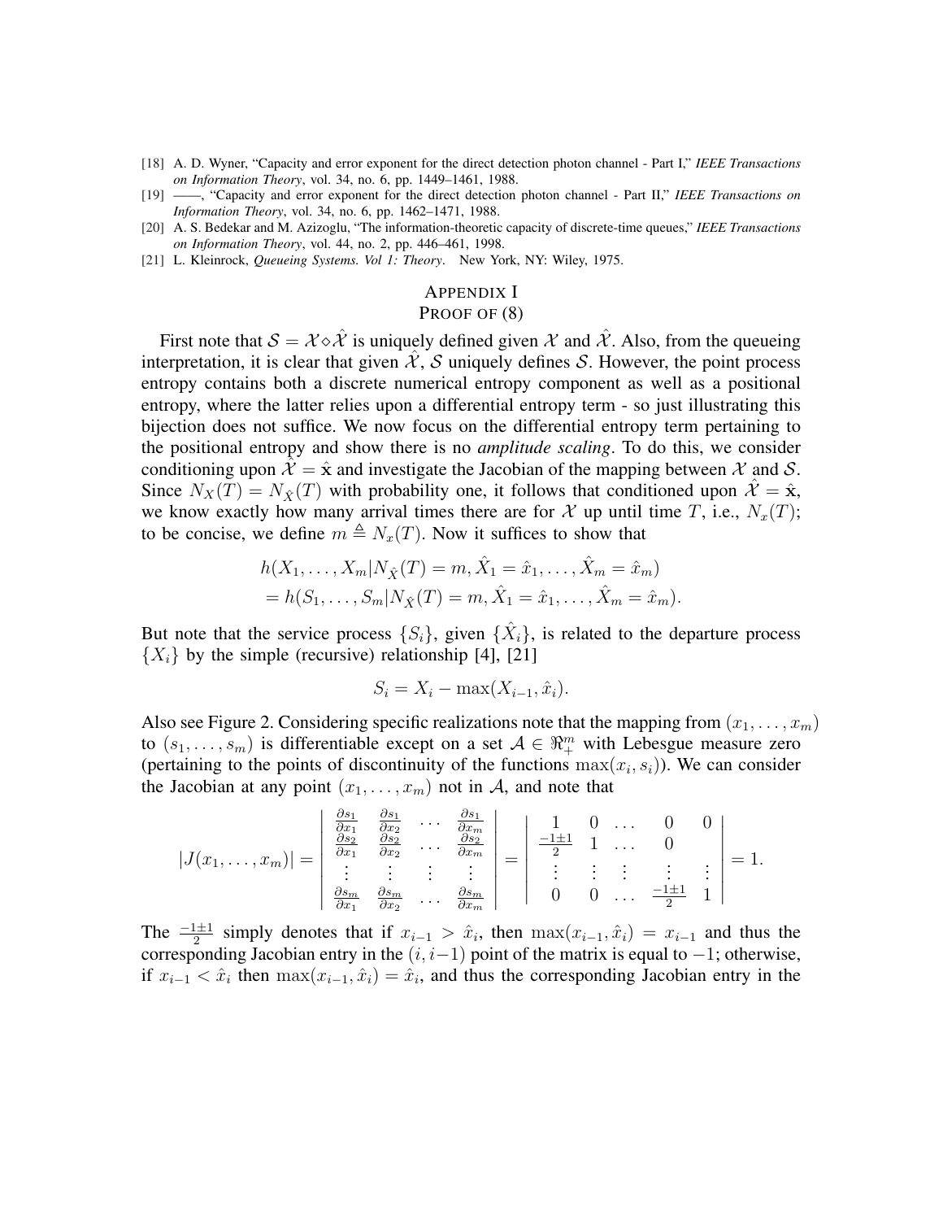[18] A. D. Wyner, "Capacity and error exponent for the direct detection photon channel - Part I," *IEEE Transactions on Information Theory*, vol. 34, no. 6, pp. 1449–1461, 1988.

[19] ——, "Capacity and error exponent for the direct detection photon channel - Part II," *IEEE Transactions on Information Theory*, vol. 34, no. 6, pp. 1462–1471, 1988.

[20] A. S. Bedekar and M. Azizoglu, "The information-theoretic capacity of discrete-time queues," *IEEE Transactions on Information Theory*, vol. 44, no. 2, pp. 446–461, 1998.

[21] L. Kleinrock, *Queueing Systems. Vol 1: Theory*. New York, NY: Wiley, 1975.

# Appendix I
## Proof of (8)

First note that $\mathcal{S} = \mathcal{X} \diamond \hat{\mathcal{X}}$ is uniquely defined given $\mathcal{X}$ and $\hat{\mathcal{X}}$. Also, from the queueing interpretation, it is clear that given $\hat{\mathcal{X}}$, $\mathcal{S}$ uniquely defines $\mathcal{S}$. However, the point process entropy contains both a discrete numerical entropy component as well as a positional entropy, where the latter relies upon a differential entropy term - so just illustrating this bijection does not suffice. We now focus on the differential entropy term pertaining to the positional entropy and show there is no *amplitude scaling*. To do this, we consider conditioning upon $\hat{\mathcal{X}} = \hat{\mathbf{x}}$ and investigate the Jacobian of the mapping between $\mathcal{X}$ and $\mathcal{S}$. Since $N_X(T) = N_{\hat{X}}(T)$ with probability one, it follows that conditioned upon $\hat{\mathcal{X}} = \hat{\mathbf{x}}$, we know exactly how many arrival times there are for $\mathcal{X}$ up until time $T$, i.e., $N_x(T)$; to be concise, we define $m \triangleq N_x(T)$. Now it suffices to show that

$$
\begin{aligned}
&h(X_1, \ldots, X_m | N_{\hat{X}}(T) = m, \hat{X}_1 = \hat{x}_1, \ldots, \hat{X}_m = \hat{x}_m) \\
&= h(S_1, \ldots, S_m | N_{\hat{X}}(T) = m, \hat{X}_1 = \hat{x}_1, \ldots, \hat{X}_m = \hat{x}_m).
\end{aligned}
$$

But note that the service process $\{S_i\}$, given $\{\hat{X}_i\}$, is related to the departure process $\{X_i\}$ by the simple (recursive) relationship [4], [21]

$$
S_i = X_i - \max(X_{i-1}, \hat{x}_i).
$$

Also see Figure 2. Considering specific realizations note that the mapping from $(x_1, \ldots, x_m)$ to $(s_1, \ldots, s_m)$ is differentiable except on a set $\mathcal{A} \in \Re_+^m$ with Lebesgue measure zero (pertaining to the points of discontinuity of the functions $\max(x_i, s_i)$). We can consider the Jacobian at any point $(x_1, \ldots, x_m)$ not in $\mathcal{A}$, and note that

$$
|J(x_1, \ldots, x_m)| = \begin{vmatrix} \frac{\partial s_1}{\partial x_1} & \frac{\partial s_1}{\partial x_2} & \cdots & \frac{\partial s_1}{\partial x_m} \\ \frac{\partial s_2}{\partial x_1} & \frac{\partial s_2}{\partial x_2} & \cdots & \frac{\partial s_2}{\partial x_m} \\ \vdots & \vdots & \vdots & \vdots \\ \frac{\partial s_m}{\partial x_1} & \frac{\partial s_m}{\partial x_2} & \cdots & \frac{\partial s_m}{\partial x_m} \end{vmatrix} = \begin{vmatrix} 1 & 0 & \ldots & 0 & 0 \\ \frac{-1\pm 1}{2} & 1 & \ldots & 0 & \\ \vdots & \vdots & \vdots & \vdots & \vdots \\ 0 & 0 & \ldots & \frac{-1\pm 1}{2} & 1 \end{vmatrix} = 1.
$$

The $\frac{-1\pm 1}{2}$ simply denotes that if $x_{i-1} > \hat{x}_i$, then $\max(x_{i-1}, \hat{x}_i) = x_{i-1}$ and thus the corresponding Jacobian entry in the $(i, i-1)$ point of the matrix is equal to $-1$; otherwise, if $x_{i-1} < \hat{x}_i$ then $\max(x_{i-1}, \hat{x}_i) = \hat{x}_i$, and thus the corresponding Jacobian entry in the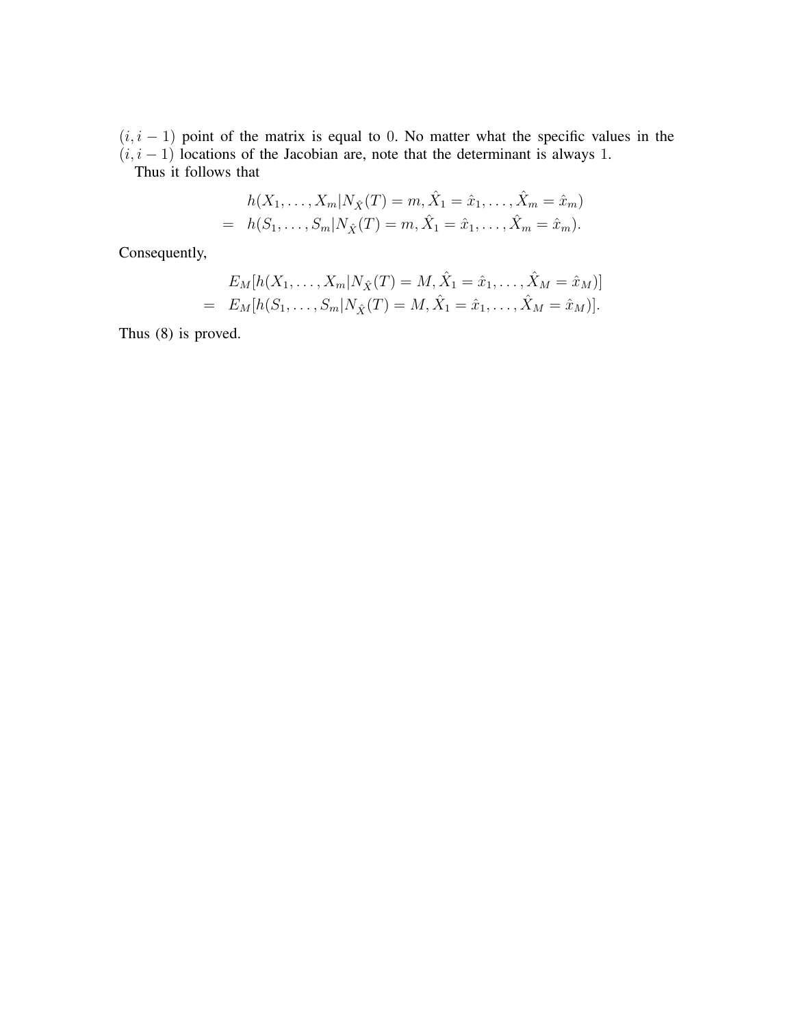$(i, i-1)$ point of the matrix is equal to $0$. No matter what the specific values in the $(i, i-1)$ locations of the Jacobian are, note that the determinant is always $1$.

Thus it follows that

$$
\begin{aligned}
& h(X_1, \ldots, X_m | N_{\hat{X}}(T) = m, \hat{X}_1 = \hat{x}_1, \ldots, \hat{X}_m = \hat{x}_m) \\
= \;& h(S_1, \ldots, S_m | N_{\hat{X}}(T) = m, \hat{X}_1 = \hat{x}_1, \ldots, \hat{X}_m = \hat{x}_m).
\end{aligned}
$$

Consequently,

$$
\begin{aligned}
& E_M[h(X_1, \ldots, X_m | N_{\hat{X}}(T) = M, \hat{X}_1 = \hat{x}_1, \ldots, \hat{X}_M = \hat{x}_M)] \\
= \;& E_M[h(S_1, \ldots, S_m | N_{\hat{X}}(T) = M, \hat{X}_1 = \hat{x}_1, \ldots, \hat{X}_M = \hat{x}_M)].
\end{aligned}
$$

Thus (8) is proved.